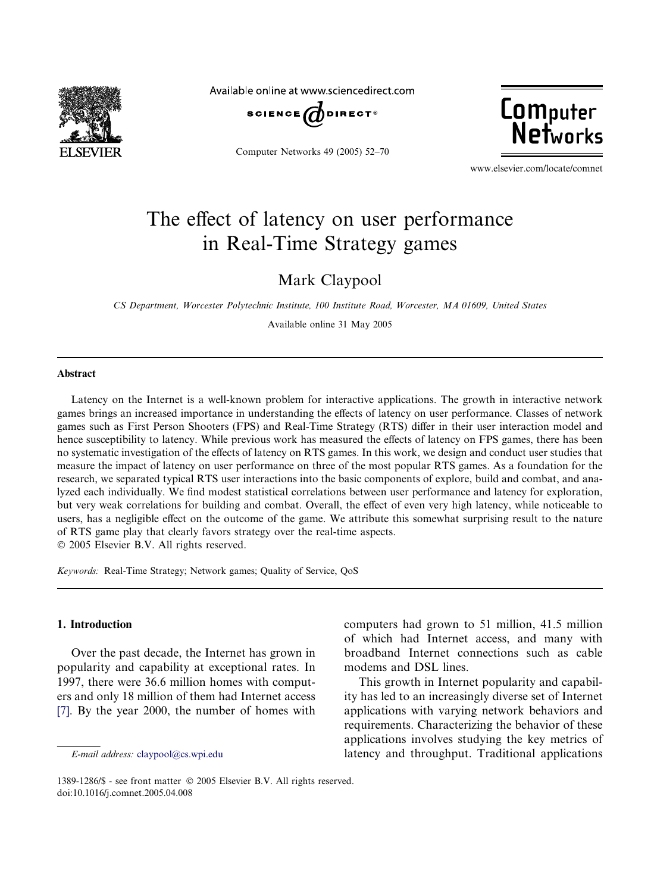# The effect of latency on user performance in Real-Time Strategy games

Mark Claypool

*CS Department, Worcester Polytechnic Institute, 100 Institute Road, Worcester, MA 01609, United States*

Available online 31 May 2005

## Abstract

Latency on the Internet is a well-known problem for interactive applications. The growth in interactive network games brings an increased importance in understanding the effects of latency on user performance. Classes of network games such as First Person Shooters (FPS) and Real-Time Strategy (RTS) differ in their user interaction model and hence susceptibility to latency. While previous work has measured the effects of latency on FPS games, there has been no systematic investigation of the effects of latency on RTS games. In this work, we design and conduct user studies that measure the impact of latency on user performance on three of the most popular RTS games. As a foundation for the research, we separated typical RTS user interactions into the basic components of explore, build and combat, and analyzed each individually. We find modest statistical correlations between user performance and latency for exploration, but very weak correlations for building and combat. Overall, the effect of even very high latency, while noticeable to users, has a negligible effect on the outcome of the game. We attribute this somewhat surprising result to the nature of RTS game play that clearly favors strategy over the real-time aspects.

© 2005 Elsevier B.V. All rights reserved.

*Keywords:* Real-Time Strategy; Network games; Quality of Service, QoS

## 1. Introduction

Over the past decade, the Internet has grown in popularity and capability at exceptional rates. In 1997, there were 36.6 million homes with computers and only 18 million of them had Internet access [7]. By the year 2000, the number of homes with computers had grown to 51 million, 41.5 million of which had Internet access, and many with broadband Internet connections such as cable modems and DSL lines.

This growth in Internet popularity and capability has led to an increasingly diverse set of Internet applications with varying network behaviors and requirements. Characterizing the behavior of these applications involves studying the key metrics of latency and throughput. Traditional applications

*E-mail address:* claypool@cs.wpi.edu

1389-1286/$ - see front matter © 2005 Elsevier B.V. All rights reserved.
doi:10.1016/j.comnet.2005.04.008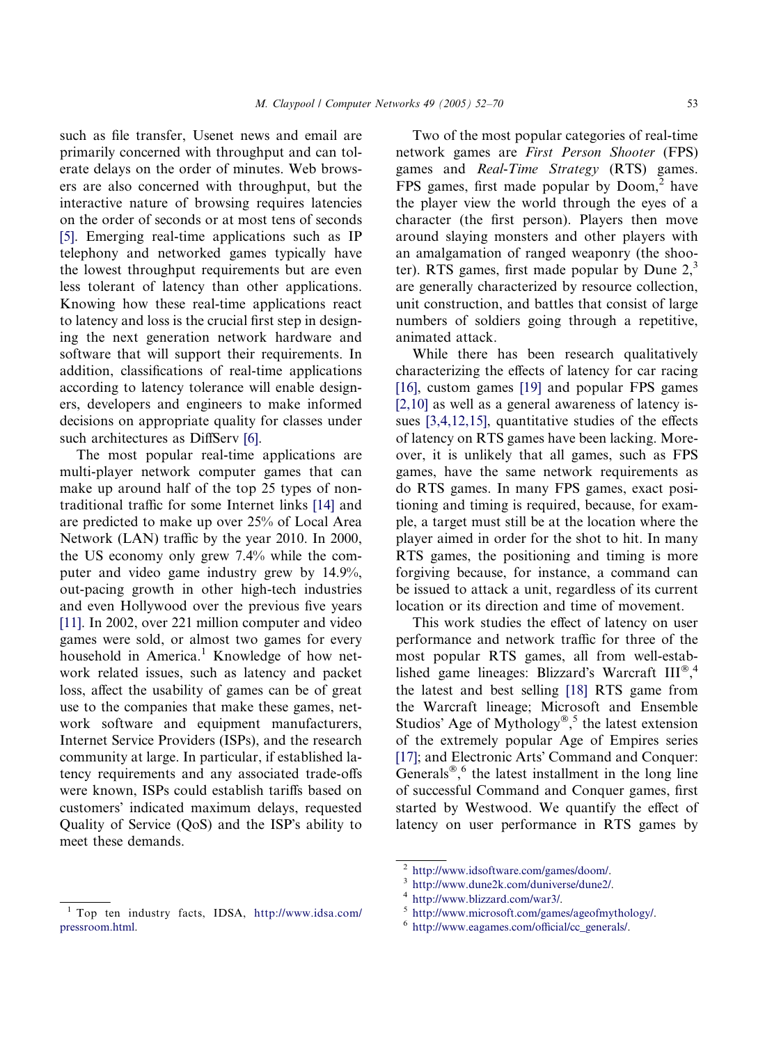such as file transfer, Usenet news and email are primarily concerned with throughput and can tolerate delays on the order of minutes. Web browsers are also concerned with throughput, but the interactive nature of browsing requires latencies on the order of seconds or at most tens of seconds [5]. Emerging real-time applications such as IP telephony and networked games typically have the lowest throughput requirements but are even less tolerant of latency than other applications. Knowing how these real-time applications react to latency and loss is the crucial first step in designing the next generation network hardware and software that will support their requirements. In addition, classifications of real-time applications according to latency tolerance will enable designers, developers and engineers to make informed decisions on appropriate quality for classes under such architectures as DiffServ [6].

The most popular real-time applications are multi-player network computer games that can make up around half of the top 25 types of non-traditional traffic for some Internet links [14] and are predicted to make up over 25% of Local Area Network (LAN) traffic by the year 2010. In 2000, the US economy only grew 7.4% while the computer and video game industry grew by 14.9%, out-pacing growth in other high-tech industries and even Hollywood over the previous five years [11]. In 2002, over 221 million computer and video games were sold, or almost two games for every household in America.[1] Knowledge of how network related issues, such as latency and packet loss, affect the usability of games can be of great use to the companies that make these games, network software and equipment manufacturers, Internet Service Providers (ISPs), and the research community at large. In particular, if established latency requirements and any associated trade-offs were known, ISPs could establish tariffs based on customers' indicated maximum delays, requested Quality of Service (QoS) and the ISP's ability to meet these demands.

Two of the most popular categories of real-time network games are *First Person Shooter* (FPS) games and *Real-Time Strategy* (RTS) games. FPS games, first made popular by Doom,[2] have the player view the world through the eyes of a character (the first person). Players then move around slaying monsters and other players with an amalgamation of ranged weaponry (the shooter). RTS games, first made popular by Dune 2,[3] are generally characterized by resource collection, unit construction, and battles that consist of large numbers of soldiers going through a repetitive, animated attack.

While there has been research qualitatively characterizing the effects of latency for car racing [16], custom games [19] and popular FPS games [2,10] as well as a general awareness of latency issues [3,4,12,15], quantitative studies of the effects of latency on RTS games have been lacking. Moreover, it is unlikely that all games, such as FPS games, have the same network requirements as do RTS games. In many FPS games, exact positioning and timing is required, because, for example, a target must still be at the location where the player aimed in order for the shot to hit. In many RTS games, the positioning and timing is more forgiving because, for instance, a command can be issued to attack a unit, regardless of its current location or its direction and time of movement.

This work studies the effect of latency on user performance and network traffic for three of the most popular RTS games, all from well-established game lineages: Blizzard's Warcraft III®,[4] the latest and best selling [18] RTS game from the Warcraft lineage; Microsoft and Ensemble Studios' Age of Mythology®,[5] the latest extension of the extremely popular Age of Empires series [17]; and Electronic Arts' Command and Conquer: Generals®,[6] the latest installment in the long line of successful Command and Conquer games, first started by Westwood. We quantify the effect of latency on user performance in RTS games by

---

[1] Top ten industry facts, IDSA, http://www.idsa.com/pressroom.html.

[2] http://www.idsoftware.com/games/doom/.

[3] http://www.dune2k.com/duniverse/dune2/.

[4] http://www.blizzard.com/war3/.

[5] http://www.microsoft.com/games/ageofmythology/.

[6] http://www.eagames.com/official/cc_generals/.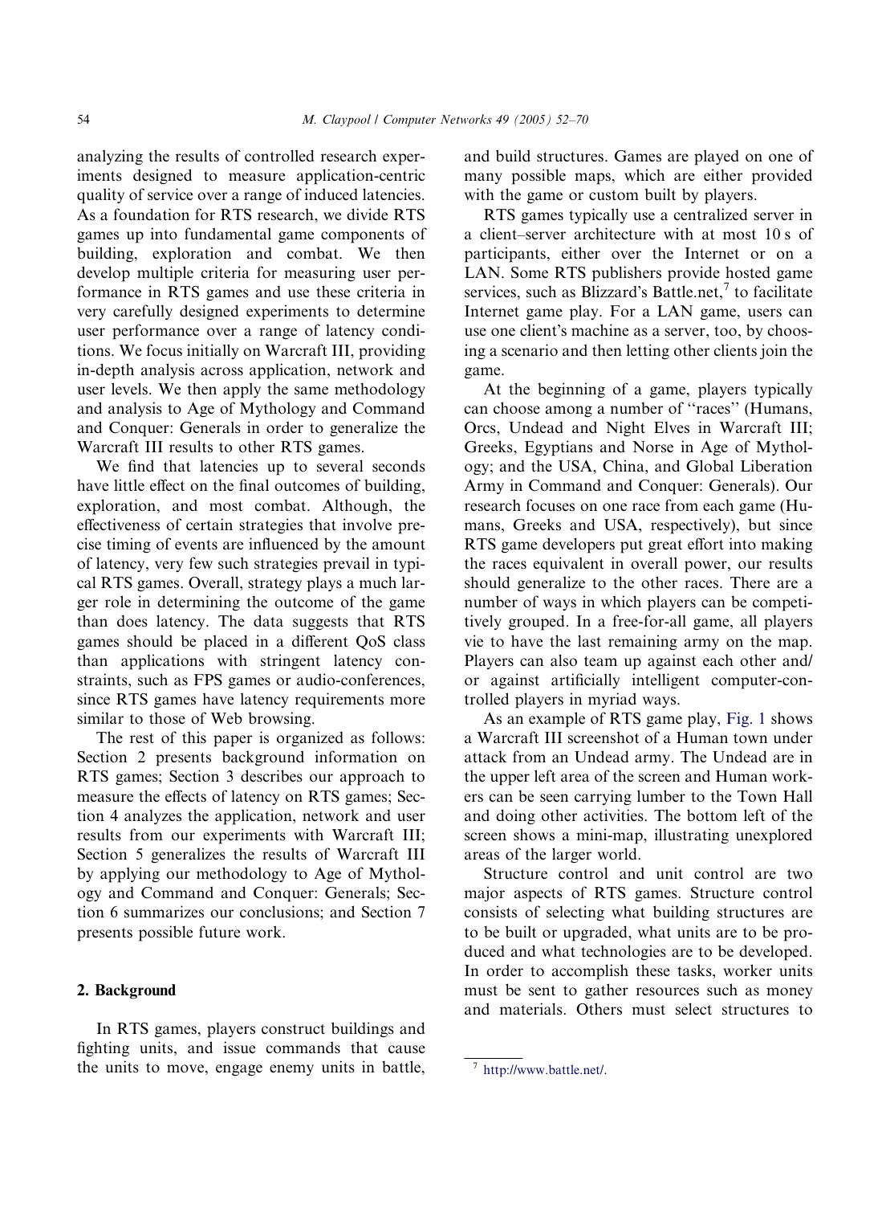analyzing the results of controlled research experiments designed to measure application-centric quality of service over a range of induced latencies. As a foundation for RTS research, we divide RTS games up into fundamental game components of building, exploration and combat. We then develop multiple criteria for measuring user performance in RTS games and use these criteria in very carefully designed experiments to determine user performance over a range of latency conditions. We focus initially on Warcraft III, providing in-depth analysis across application, network and user levels. We then apply the same methodology and analysis to Age of Mythology and Command and Conquer: Generals in order to generalize the Warcraft III results to other RTS games.

We find that latencies up to several seconds have little effect on the final outcomes of building, exploration, and most combat. Although, the effectiveness of certain strategies that involve precise timing of events are influenced by the amount of latency, very few such strategies prevail in typical RTS games. Overall, strategy plays a much larger role in determining the outcome of the game than does latency. The data suggests that RTS games should be placed in a different QoS class than applications with stringent latency constraints, such as FPS games or audio-conferences, since RTS games have latency requirements more similar to those of Web browsing.

The rest of this paper is organized as follows: Section 2 presents background information on RTS games; Section 3 describes our approach to measure the effects of latency on RTS games; Section 4 analyzes the application, network and user results from our experiments with Warcraft III; Section 5 generalizes the results of Warcraft III by applying our methodology to Age of Mythology and Command and Conquer: Generals; Section 6 summarizes our conclusions; and Section 7 presents possible future work.

## 2. Background

In RTS games, players construct buildings and fighting units, and issue commands that cause the units to move, engage enemy units in battle, and build structures. Games are played on one of many possible maps, which are either provided with the game or custom built by players.

RTS games typically use a centralized server in a client–server architecture with at most 10 s of participants, either over the Internet or on a LAN. Some RTS publishers provide hosted game services, such as Blizzard's Battle.net,[7] to facilitate Internet game play. For a LAN game, users can use one client's machine as a server, too, by choosing a scenario and then letting other clients join the game.

At the beginning of a game, players typically can choose among a number of "races" (Humans, Orcs, Undead and Night Elves in Warcraft III; Greeks, Egyptians and Norse in Age of Mythology; and the USA, China, and Global Liberation Army in Command and Conquer: Generals). Our research focuses on one race from each game (Humans, Greeks and USA, respectively), but since RTS game developers put great effort into making the races equivalent in overall power, our results should generalize to the other races. There are a number of ways in which players can be competitively grouped. In a free-for-all game, all players vie to have the last remaining army on the map. Players can also team up against each other and/or against artificially intelligent computer-controlled players in myriad ways.

As an example of RTS game play, Fig. 1 shows a Warcraft III screenshot of a Human town under attack from an Undead army. The Undead are in the upper left area of the screen and Human workers can be seen carrying lumber to the Town Hall and doing other activities. The bottom left of the screen shows a mini-map, illustrating unexplored areas of the larger world.

Structure control and unit control are two major aspects of RTS games. Structure control consists of selecting what building structures are to be built or upgraded, what units are to be produced and what technologies are to be developed. In order to accomplish these tasks, worker units must be sent to gather resources such as money and materials. Others must select structures to

[7] http://www.battle.net/.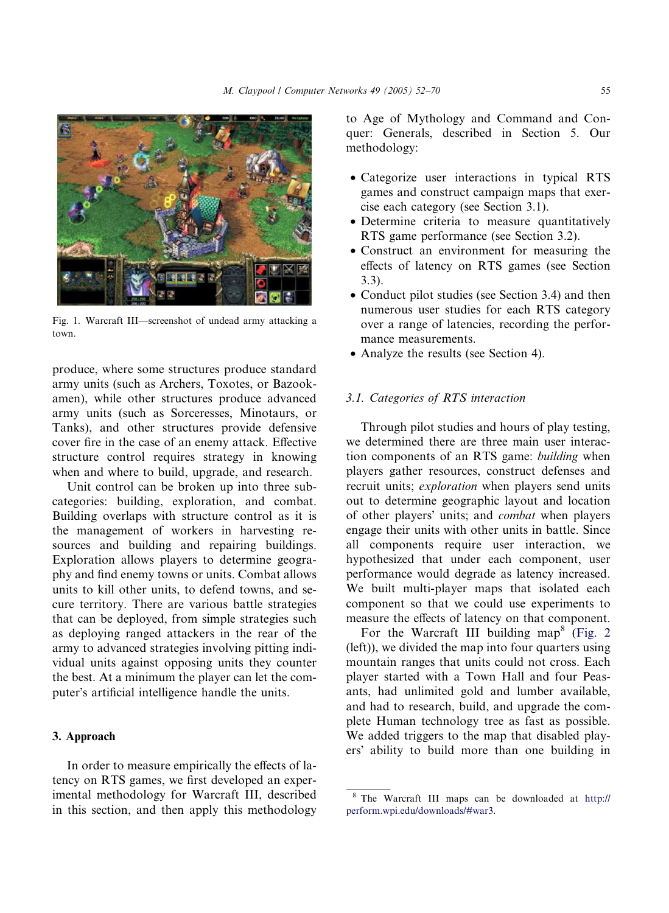Fig. 1. Warcraft III—screenshot of undead army attacking a town.

produce, where some structures produce standard army units (such as Archers, Toxotes, or Bazookamen), while other structures produce advanced army units (such as Sorceresses, Minotaurs, or Tanks), and other structures provide defensive cover fire in the case of an enemy attack. Effective structure control requires strategy in knowing when and where to build, upgrade, and research.

Unit control can be broken up into three subcategories: building, exploration, and combat. Building overlaps with structure control as it is the management of workers in harvesting resources and building and repairing buildings. Exploration allows players to determine geography and find enemy towns or units. Combat allows units to kill other units, to defend towns, and secure territory. There are various battle strategies that can be deployed, from simple strategies such as deploying ranged attackers in the rear of the army to advanced strategies involving pitting individual units against opposing units they counter the best. At a minimum the player can let the computer's artificial intelligence handle the units.

## 3. Approach

In order to measure empirically the effects of latency on RTS games, we first developed an experimental methodology for Warcraft III, described in this section, and then apply this methodology to Age of Mythology and Command and Conquer: Generals, described in Section 5. Our methodology:

- Categorize user interactions in typical RTS games and construct campaign maps that exercise each category (see Section 3.1).
- Determine criteria to measure quantitatively RTS game performance (see Section 3.2).
- Construct an environment for measuring the effects of latency on RTS games (see Section 3.3).
- Conduct pilot studies (see Section 3.4) and then numerous user studies for each RTS category over a range of latencies, recording the performance measurements.
- Analyze the results (see Section 4).

### 3.1. Categories of RTS interaction

Through pilot studies and hours of play testing, we determined there are three main user interaction components of an RTS game: *building* when players gather resources, construct defenses and recruit units; *exploration* when players send units out to determine geographic layout and location of other players' units; and *combat* when players engage their units with other units in battle. Since all components require user interaction, we hypothesized that under each component, user performance would degrade as latency increased. We built multi-player maps that isolated each component so that we could use experiments to measure the effects of latency on that component.

For the Warcraft III building map[8] (Fig. 2 (left)), we divided the map into four quarters using mountain ranges that units could not cross. Each player started with a Town Hall and four Peasants, had unlimited gold and lumber available, and had to research, build, and upgrade the complete Human technology tree as fast as possible. We added triggers to the map that disabled players' ability to build more than one building in

[8] The Warcraft III maps can be downloaded at http://perform.wpi.edu/downloads/#war3.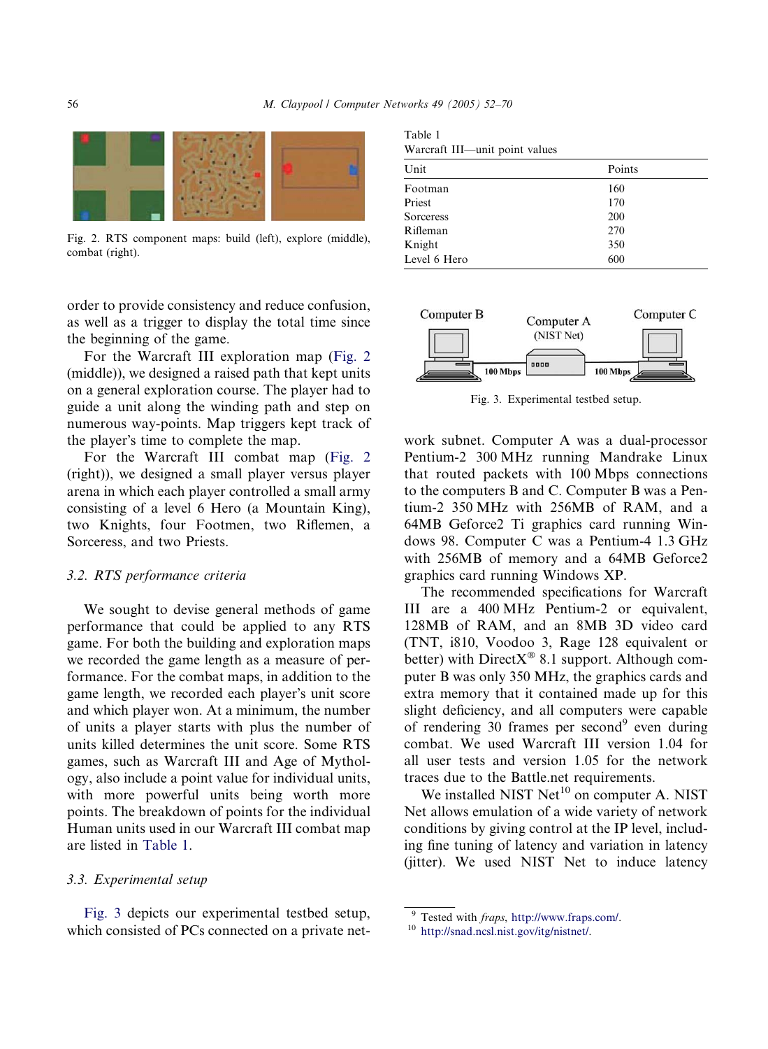Fig. 2. RTS component maps: build (left), explore (middle), combat (right).

order to provide consistency and reduce confusion, as well as a trigger to display the total time since the beginning of the game.

For the Warcraft III exploration map (Fig. 2 (middle)), we designed a raised path that kept units on a general exploration course. The player had to guide a unit along the winding path and step on numerous way-points. Map triggers kept track of the player's time to complete the map.

For the Warcraft III combat map (Fig. 2 (right)), we designed a small player versus player arena in which each player controlled a small army consisting of a level 6 Hero (a Mountain King), two Knights, four Footmen, two Riflemen, a Sorceress, and two Priests.

### 3.2. RTS performance criteria

We sought to devise general methods of game performance that could be applied to any RTS game. For both the building and exploration maps we recorded the game length as a measure of performance. For the combat maps, in addition to the game length, we recorded each player's unit score and which player won. At a minimum, the number of units a player starts with plus the number of units killed determines the unit score. Some RTS games, such as Warcraft III and Age of Mythology, also include a point value for individual units, with more powerful units being worth more points. The breakdown of points for the individual Human units used in our Warcraft III combat map are listed in Table 1.

### 3.3. Experimental setup

Fig. 3 depicts our experimental testbed setup, which consisted of PCs connected on a private network subnet. Computer A was a dual-processor Pentium-2 300 MHz running Mandrake Linux that routed packets with 100 Mbps connections to the computers B and C. Computer B was a Pentium-2 350 MHz with 256MB of RAM, and a 64MB Geforce2 Ti graphics card running Windows 98. Computer C was a Pentium-4 1.3 GHz with 256MB of memory and a 64MB Geforce2 graphics card running Windows XP.

Table 1
Warcraft III—unit point values

| Unit | Points |
|---|---|
| Footman | 160 |
| Priest | 170 |
| Sorceress | 200 |
| Rifleman | 270 |
| Knight | 350 |
| Level 6 Hero | 600 |

Fig. 3. Experimental testbed setup.

The recommended specifications for Warcraft III are a 400 MHz Pentium-2 or equivalent, 128MB of RAM, and an 8MB 3D video card (TNT, i810, Voodoo 3, Rage 128 equivalent or better) with DirectX® 8.1 support. Although computer B was only 350 MHz, the graphics cards and extra memory that it contained made up for this slight deficiency, and all computers were capable of rendering 30 frames per second[9] even during combat. We used Warcraft III version 1.04 for all user tests and version 1.05 for the network traces due to the Battle.net requirements.

We installed NIST Net[10] on computer A. NIST Net allows emulation of a wide variety of network conditions by giving control at the IP level, including fine tuning of latency and variation in latency (jitter). We used NIST Net to induce latency

[9] Tested with *fraps*, http://www.fraps.com/.

[10] http://snad.ncsl.nist.gov/itg/nistnet/.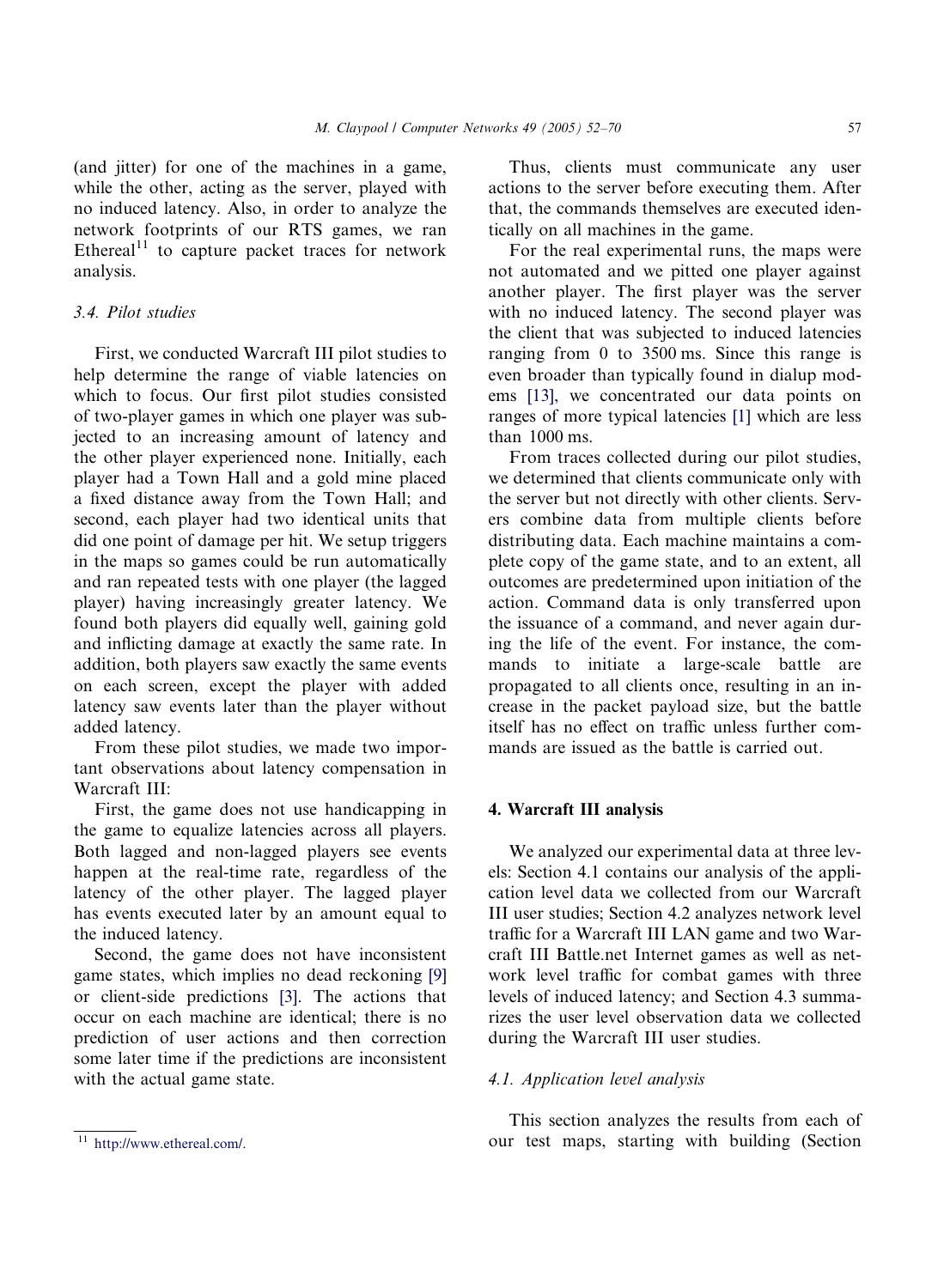(and jitter) for one of the machines in a game, while the other, acting as the server, played with no induced latency. Also, in order to analyze the network footprints of our RTS games, we ran Ethereal[11] to capture packet traces for network analysis.

### 3.4. Pilot studies

First, we conducted Warcraft III pilot studies to help determine the range of viable latencies on which to focus. Our first pilot studies consisted of two-player games in which one player was subjected to an increasing amount of latency and the other player experienced none. Initially, each player had a Town Hall and a gold mine placed a fixed distance away from the Town Hall; and second, each player had two identical units that did one point of damage per hit. We setup triggers in the maps so games could be run automatically and ran repeated tests with one player (the lagged player) having increasingly greater latency. We found both players did equally well, gaining gold and inflicting damage at exactly the same rate. In addition, both players saw exactly the same events on each screen, except the player with added latency saw events later than the player without added latency.

From these pilot studies, we made two important observations about latency compensation in Warcraft III:

First, the game does not use handicapping in the game to equalize latencies across all players. Both lagged and non-lagged players see events happen at the real-time rate, regardless of the latency of the other player. The lagged player has events executed later by an amount equal to the induced latency.

Second, the game does not have inconsistent game states, which implies no dead reckoning [9] or client-side predictions [3]. The actions that occur on each machine are identical; there is no prediction of user actions and then correction some later time if the predictions are inconsistent with the actual game state.

Thus, clients must communicate any user actions to the server before executing them. After that, the commands themselves are executed identically on all machines in the game.

For the real experimental runs, the maps were not automated and we pitted one player against another player. The first player was the server with no induced latency. The second player was the client that was subjected to induced latencies ranging from 0 to 3500 ms. Since this range is even broader than typically found in dialup modems [13], we concentrated our data points on ranges of more typical latencies [1] which are less than 1000 ms.

From traces collected during our pilot studies, we determined that clients communicate only with the server but not directly with other clients. Servers combine data from multiple clients before distributing data. Each machine maintains a complete copy of the game state, and to an extent, all outcomes are predetermined upon initiation of the action. Command data is only transferred upon the issuance of a command, and never again during the life of the event. For instance, the commands to initiate a large-scale battle are propagated to all clients once, resulting in an increase in the packet payload size, but the battle itself has no effect on traffic unless further commands are issued as the battle is carried out.

## 4. Warcraft III analysis

We analyzed our experimental data at three levels: Section 4.1 contains our analysis of the application level data we collected from our Warcraft III user studies; Section 4.2 analyzes network level traffic for a Warcraft III LAN game and two Warcraft III Battle.net Internet games as well as network level traffic for combat games with three levels of induced latency; and Section 4.3 summarizes the user level observation data we collected during the Warcraft III user studies.

### 4.1. Application level analysis

This section analyzes the results from each of our test maps, starting with building (Section

[11] http://www.ethereal.com/.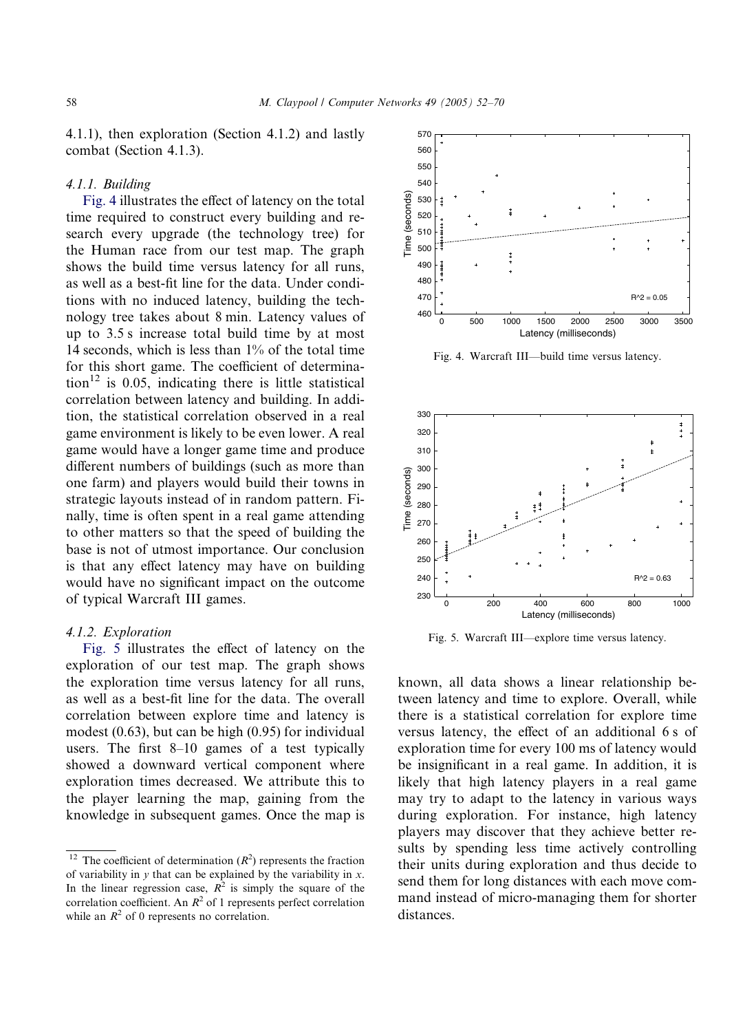4.1.1), then exploration (Section 4.1.2) and lastly combat (Section 4.1.3).

#### 4.1.1. Building

Fig. 4 illustrates the effect of latency on the total time required to construct every building and research every upgrade (the technology tree) for the Human race from our test map. The graph shows the build time versus latency for all runs, as well as a best-fit line for the data. Under conditions with no induced latency, building the technology tree takes about 8 min. Latency values of up to 3.5 s increase total build time by at most 14 seconds, which is less than 1% of the total time for this short game. The coefficient of determination[12] is 0.05, indicating there is little statistical correlation between latency and building. In addition, the statistical correlation observed in a real game environment is likely to be even lower. A real game would have a longer game time and produce different numbers of buildings (such as more than one farm) and players would build their towns in strategic layouts instead of in random pattern. Finally, time is often spent in a real game attending to other matters so that the speed of building the base is not of utmost importance. Our conclusion is that any effect latency may have on building would have no significant impact on the outcome of typical Warcraft III games.

#### 4.1.2. Exploration

Fig. 5 illustrates the effect of latency on the exploration of our test map. The graph shows the exploration time versus latency for all runs, as well as a best-fit line for the data. The overall correlation between explore time and latency is modest (0.63), but can be high (0.95) for individual users. The first 8–10 games of a test typically showed a downward vertical component where exploration times decreased. We attribute this to the player learning the map, gaining from the knowledge in subsequent games. Once the map is known, all data shows a linear relationship between latency and time to explore. Overall, while there is a statistical correlation for explore time versus latency, the effect of an additional 6 s of exploration time for every 100 ms of latency would be insignificant in a real game. In addition, it is likely that high latency players in a real game may try to adapt to the latency in various ways during exploration. For instance, high latency players may discover that they achieve better results by spending less time actively controlling their units during exploration and thus decide to send them for long distances with each move command instead of micro-managing them for shorter distances.

Fig. 4. Warcraft III—build time versus latency.

Fig. 5. Warcraft III—explore time versus latency.

[12] The coefficient of determination ($R^2$) represents the fraction of variability in $y$ that can be explained by the variability in $x$. In the linear regression case, $R^2$ is simply the square of the correlation coefficient. An $R^2$ of 1 represents perfect correlation while an $R^2$ of 0 represents no correlation.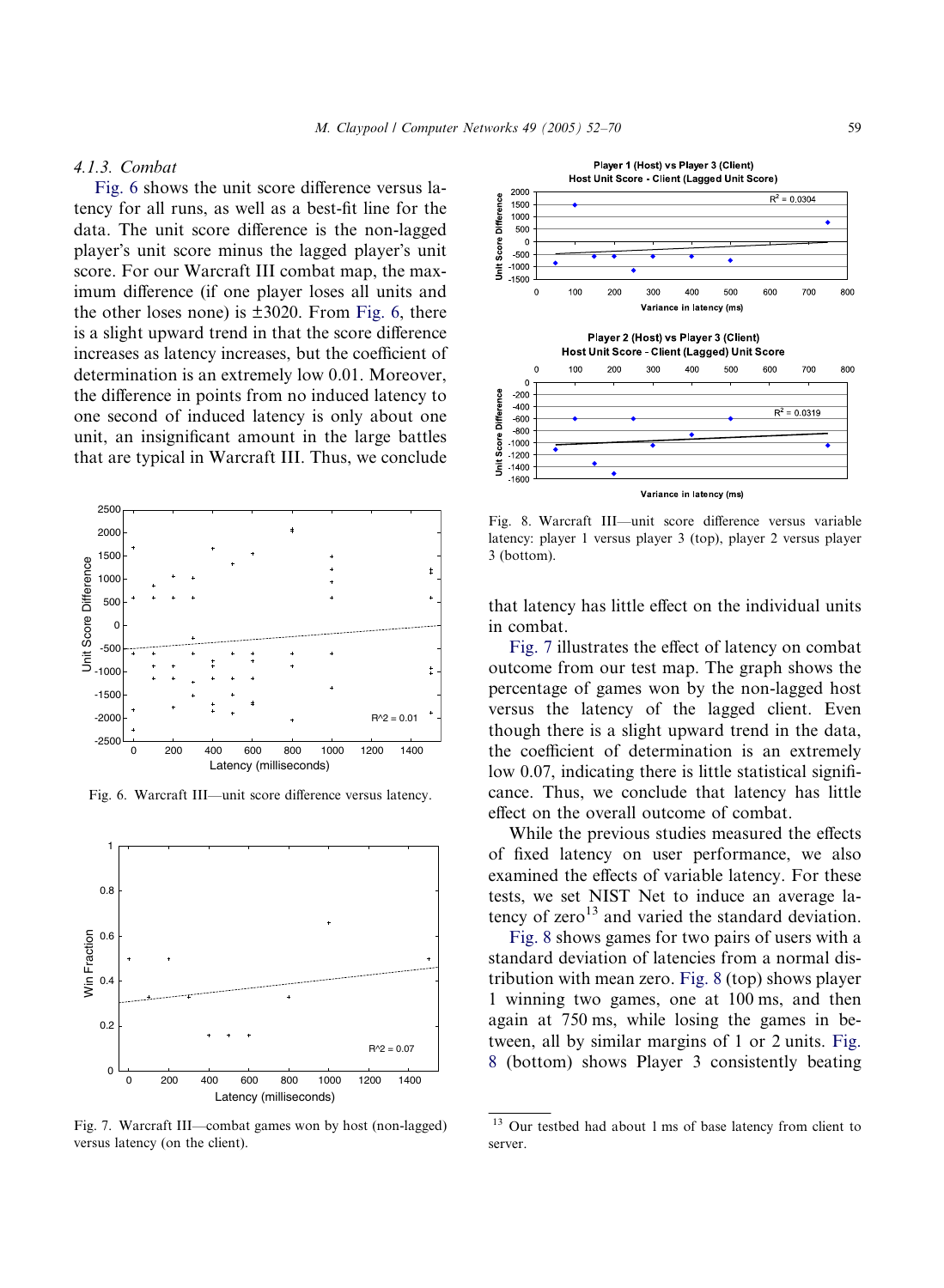#### 4.1.3. Combat

Fig. 6 shows the unit score difference versus latency for all runs, as well as a best-fit line for the data. The unit score difference is the non-lagged player's unit score minus the lagged player's unit score. For our Warcraft III combat map, the maximum difference (if one player loses all units and the other loses none) is ±3020. From Fig. 6, there is a slight upward trend in that the score difference increases as latency increases, but the coefficient of determination is an extremely low 0.01. Moreover, the difference in points from no induced latency to one second of induced latency is only about one unit, an insignificant amount in the large battles that are typical in Warcraft III. Thus, we conclude that latency has little effect on the individual units in combat.

Fig. 6. Warcraft III—unit score difference versus latency.

Fig. 7. Warcraft III—combat games won by host (non-lagged) versus latency (on the client).

Fig. 8. Warcraft III—unit score difference versus variable latency: player 1 versus player 3 (top), player 2 versus player 3 (bottom).

Fig. 7 illustrates the effect of latency on combat outcome from our test map. The graph shows the percentage of games won by the non-lagged host versus the latency of the lagged client. Even though there is a slight upward trend in the data, the coefficient of determination is an extremely low 0.07, indicating there is little statistical significance. Thus, we conclude that latency has little effect on the overall outcome of combat.

While the previous studies measured the effects of fixed latency on user performance, we also examined the effects of variable latency. For these tests, we set NIST Net to induce an average latency of zero[13] and varied the standard deviation.

Fig. 8 shows games for two pairs of users with a standard deviation of latencies from a normal distribution with mean zero. Fig. 8 (top) shows player 1 winning two games, one at 100 ms, and then again at 750 ms, while losing the games in between, all by similar margins of 1 or 2 units. Fig. 8 (bottom) shows Player 3 consistently beating

[13] Our testbed had about 1 ms of base latency from client to server.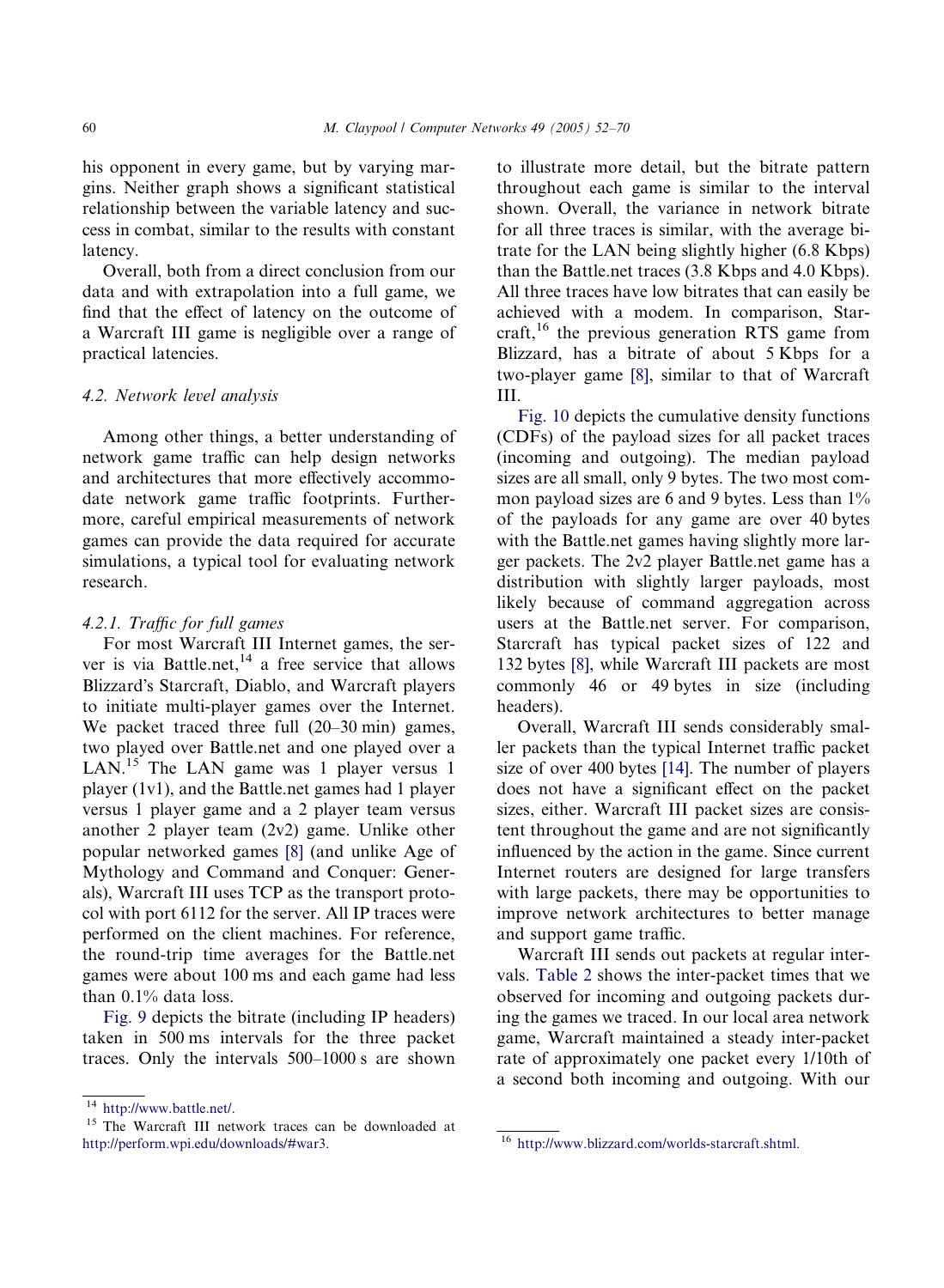his opponent in every game, but by varying margins. Neither graph shows a significant statistical relationship between the variable latency and success in combat, similar to the results with constant latency.

Overall, both from a direct conclusion from our data and with extrapolation into a full game, we find that the effect of latency on the outcome of a Warcraft III game is negligible over a range of practical latencies.

### 4.2. Network level analysis

Among other things, a better understanding of network game traffic can help design networks and architectures that more effectively accommodate network game traffic footprints. Furthermore, careful empirical measurements of network games can provide the data required for accurate simulations, a typical tool for evaluating network research.

#### 4.2.1. Traffic for full games

For most Warcraft III Internet games, the server is via Battle.net,[14] a free service that allows Blizzard's Starcraft, Diablo, and Warcraft players to initiate multi-player games over the Internet. We packet traced three full (20–30 min) games, two played over Battle.net and one played over a LAN.[15] The LAN game was 1 player versus 1 player (1v1), and the Battle.net games had 1 player versus 1 player game and a 2 player team versus another 2 player team (2v2) game. Unlike other popular networked games [8] (and unlike Age of Mythology and Command and Conquer: Generals), Warcraft III uses TCP as the transport protocol with port 6112 for the server. All IP traces were performed on the client machines. For reference, the round-trip time averages for the Battle.net games were about 100 ms and each game had less than 0.1% data loss.

Fig. 9 depicts the bitrate (including IP headers) taken in 500 ms intervals for the three packet traces. Only the intervals 500–1000 s are shown to illustrate more detail, but the bitrate pattern throughout each game is similar to the interval shown. Overall, the variance in network bitrate for all three traces is similar, with the average bitrate for the LAN being slightly higher (6.8 Kbps) than the Battle.net traces (3.8 Kbps and 4.0 Kbps). All three traces have low bitrates that can easily be achieved with a modem. In comparison, Starcraft,[16] the previous generation RTS game from Blizzard, has a bitrate of about 5 Kbps for a two-player game [8], similar to that of Warcraft III.

Fig. 10 depicts the cumulative density functions (CDFs) of the payload sizes for all packet traces (incoming and outgoing). The median payload sizes are all small, only 9 bytes. The two most common payload sizes are 6 and 9 bytes. Less than 1% of the payloads for any game are over 40 bytes with the Battle.net games having slightly more larger packets. The 2v2 player Battle.net game has a distribution with slightly larger payloads, most likely because of command aggregation across users at the Battle.net server. For comparison, Starcraft has typical packet sizes of 122 and 132 bytes [8], while Warcraft III packets are most commonly 46 or 49 bytes in size (including headers).

Overall, Warcraft III sends considerably smaller packets than the typical Internet traffic packet size of over 400 bytes [14]. The number of players does not have a significant effect on the packet sizes, either. Warcraft III packet sizes are consistent throughout the game and are not significantly influenced by the action in the game. Since current Internet routers are designed for large transfers with large packets, there may be opportunities to improve network architectures to better manage and support game traffic.

Warcraft III sends out packets at regular intervals. Table 2 shows the inter-packet times that we observed for incoming and outgoing packets during the games we traced. In our local area network game, Warcraft maintained a steady inter-packet rate of approximately one packet every 1/10th of a second both incoming and outgoing. With our

[14] http://www.battle.net/.

[15] The Warcraft III network traces can be downloaded at http://perform.wpi.edu/downloads/#war3.

[16] http://www.blizzard.com/worlds-starcraft.shtml.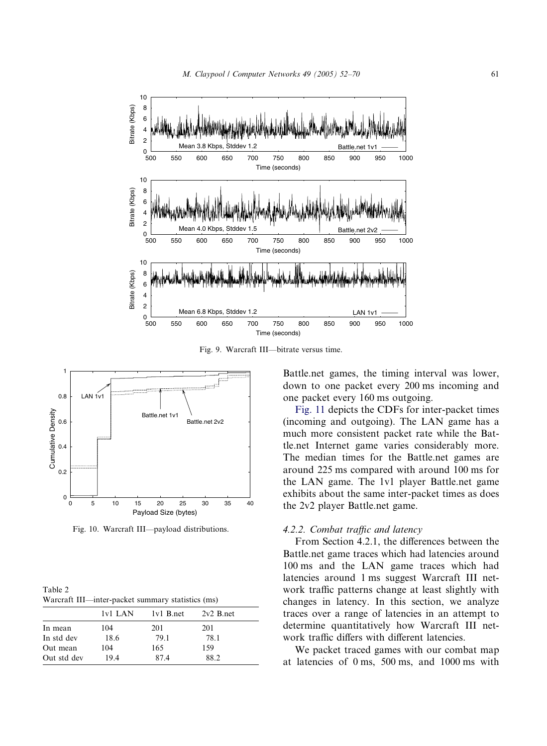Fig. 9. Warcraft III—bitrate versus time.

Fig. 10. Warcraft III—payload distributions.

Table 2
Warcraft III—inter-packet summary statistics (ms)

| | 1v1 LAN | 1v1 B.net | 2v2 B.net |
|---|---|---|---|
| In mean | 104 | 201 | 201 |
| In std dev | 18.6 | 79.1 | 78.1 |
| Out mean | 104 | 165 | 159 |
| Out std dev | 19.4 | 87.4 | 88.2 |

Battle.net games, the timing interval was lower, down to one packet every 200 ms incoming and one packet every 160 ms outgoing.

Fig. 11 depicts the CDFs for inter-packet times (incoming and outgoing). The LAN game has a much more consistent packet rate while the Battle.net Internet game varies considerably more. The median times for the Battle.net games are around 225 ms compared with around 100 ms for the LAN game. The 1v1 player Battle.net game exhibits about the same inter-packet times as does the 2v2 player Battle.net game.

#### 4.2.2. Combat traffic and latency

From Section 4.2.1, the differences between the Battle.net game traces which had latencies around 100 ms and the LAN game traces which had latencies around 1 ms suggest Warcraft III network traffic patterns change at least slightly with changes in latency. In this section, we analyze traces over a range of latencies in an attempt to determine quantitatively how Warcraft III network traffic differs with different latencies.

We packet traced games with our combat map at latencies of 0 ms, 500 ms, and 1000 ms with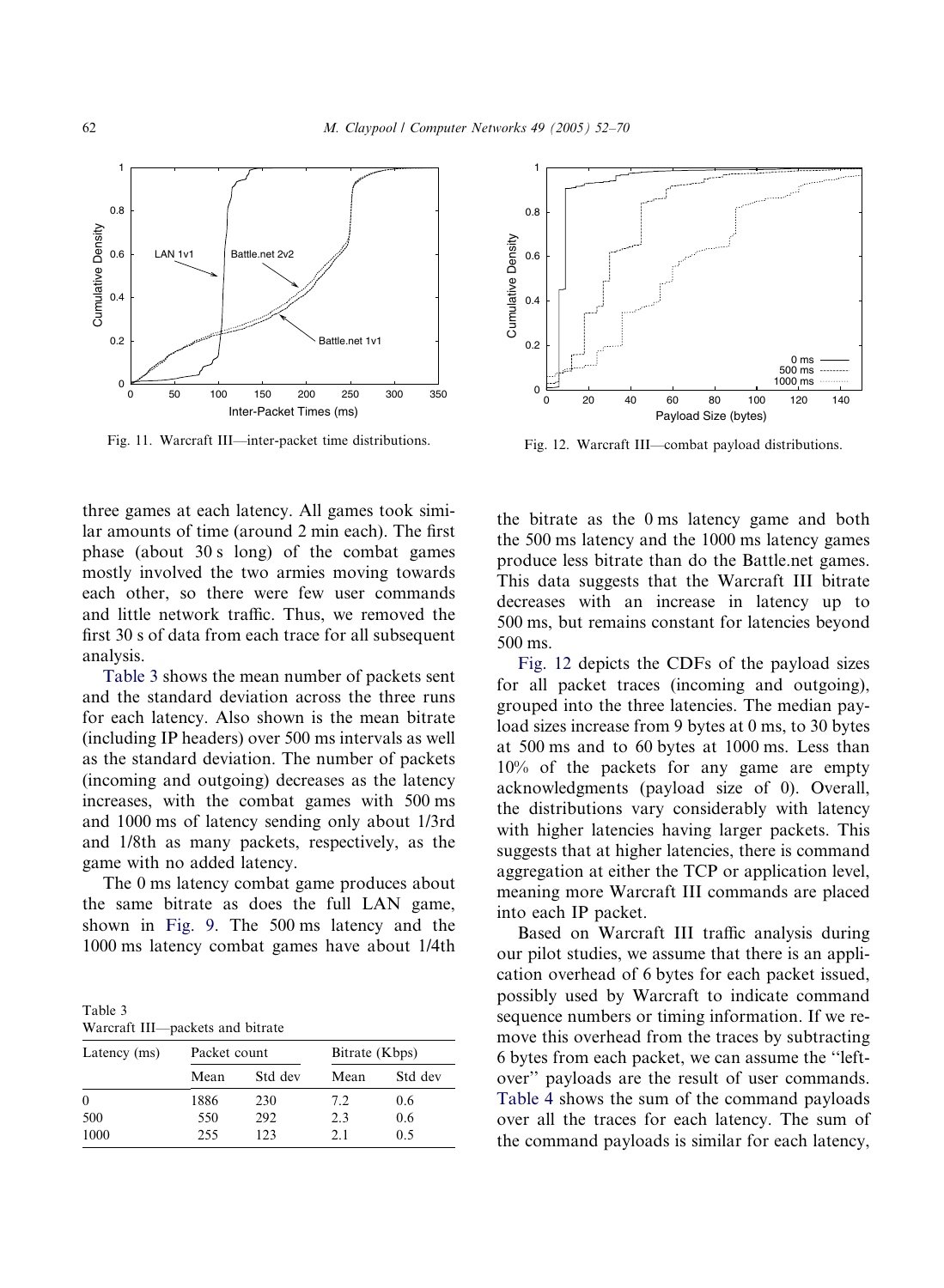Fig. 11. Warcraft III—inter-packet time distributions.

Fig. 12. Warcraft III—combat payload distributions.

three games at each latency. All games took similar amounts of time (around 2 min each). The first phase (about 30 s long) of the combat games mostly involved the two armies moving towards each other, so there were few user commands and little network traffic. Thus, we removed the first 30 s of data from each trace for all subsequent analysis.

Table 3 shows the mean number of packets sent and the standard deviation across the three runs for each latency. Also shown is the mean bitrate (including IP headers) over 500 ms intervals as well as the standard deviation. The number of packets (incoming and outgoing) decreases as the latency increases, with the combat games with 500 ms and 1000 ms of latency sending only about 1/3rd and 1/8th as many packets, respectively, as the game with no added latency.

The 0 ms latency combat game produces about the same bitrate as does the full LAN game, shown in Fig. 9. The 500 ms latency and the 1000 ms latency combat games have about 1/4th the bitrate as the 0 ms latency game and both the 500 ms latency and the 1000 ms latency games produce less bitrate than do the Battle.net games. This data suggests that the Warcraft III bitrate decreases with an increase in latency up to 500 ms, but remains constant for latencies beyond 500 ms.

Table 3
Warcraft III—packets and bitrate

| Latency (ms) | Packet count | | Bitrate (Kbps) | |
|---|---|---|---|---|
| | Mean | Std dev | Mean | Std dev |
| 0 | 1886 | 230 | 7.2 | 0.6 |
| 500 | 550 | 292 | 2.3 | 0.6 |
| 1000 | 255 | 123 | 2.1 | 0.5 |

Fig. 12 depicts the CDFs of the payload sizes for all packet traces (incoming and outgoing), grouped into the three latencies. The median payload sizes increase from 9 bytes at 0 ms, to 30 bytes at 500 ms and to 60 bytes at 1000 ms. Less than 10% of the packets for any game are empty acknowledgments (payload size of 0). Overall, the distributions vary considerably with latency with higher latencies having larger packets. This suggests that at higher latencies, there is command aggregation at either the TCP or application level, meaning more Warcraft III commands are placed into each IP packet.

Based on Warcraft III traffic analysis during our pilot studies, we assume that there is an application overhead of 6 bytes for each packet issued, possibly used by Warcraft to indicate command sequence numbers or timing information. If we remove this overhead from the traces by subtracting 6 bytes from each packet, we can assume the "left-over" payloads are the result of user commands. Table 4 shows the sum of the command payloads over all the traces for each latency. The sum of the command payloads is similar for each latency,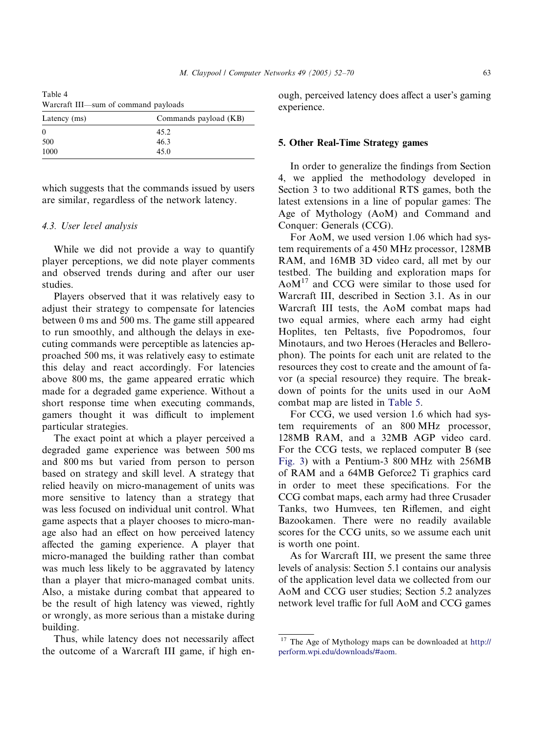Table 4
Warcraft III—sum of command payloads

| Latency (ms) | Commands payload (KB) |
|---|---|
| 0 | 45.2 |
| 500 | 46.3 |
| 1000 | 45.0 |

which suggests that the commands issued by users are similar, regardless of the network latency.

### 4.3. User level analysis

While we did not provide a way to quantify player perceptions, we did note player comments and observed trends during and after our user studies.

Players observed that it was relatively easy to adjust their strategy to compensate for latencies between 0 ms and 500 ms. The game still appeared to run smoothly, and although the delays in executing commands were perceptible as latencies approached 500 ms, it was relatively easy to estimate this delay and react accordingly. For latencies above 800 ms, the game appeared erratic which made for a degraded game experience. Without a short response time when executing commands, gamers thought it was difficult to implement particular strategies.

The exact point at which a player perceived a degraded game experience was between 500 ms and 800 ms but varied from person to person based on strategy and skill level. A strategy that relied heavily on micro-management of units was more sensitive to latency than a strategy that was less focused on individual unit control. What game aspects that a player chooses to micro-manage also had an effect on how perceived latency affected the gaming experience. A player that micro-managed the building rather than combat was much less likely to be aggravated by latency than a player that micro-managed combat units. Also, a mistake during combat that appeared to be the result of high latency was viewed, rightly or wrongly, as more serious than a mistake during building.

Thus, while latency does not necessarily affect the outcome of a Warcraft III game, if high enough, perceived latency does affect a user's gaming experience.

## 5. Other Real-Time Strategy games

In order to generalize the findings from Section 4, we applied the methodology developed in Section 3 to two additional RTS games, both the latest extensions in a line of popular games: The Age of Mythology (AoM) and Command and Conquer: Generals (CCG).

For AoM, we used version 1.06 which had system requirements of a 450 MHz processor, 128MB RAM, and 16MB 3D video card, all met by our testbed. The building and exploration maps for AoM[17] and CCG were similar to those used for Warcraft III, described in Section 3.1. As in our Warcraft III tests, the AoM combat maps had two equal armies, where each army had eight Hoplites, ten Peltasts, five Popodromos, four Minotaurs, and two Heroes (Heracles and Bellerophon). The points for each unit are related to the resources they cost to create and the amount of favor (a special resource) they require. The breakdown of points for the units used in our AoM combat map are listed in Table 5.

For CCG, we used version 1.6 which had system requirements of an 800 MHz processor, 128MB RAM, and a 32MB AGP video card. For the CCG tests, we replaced computer B (see Fig. 3) with a Pentium-3 800 MHz with 256MB of RAM and a 64MB Geforce2 Ti graphics card in order to meet these specifications. For the CCG combat maps, each army had three Crusader Tanks, two Humvees, ten Riflemen, and eight Bazookamen. There were no readily available scores for the CCG units, so we assume each unit is worth one point.

As for Warcraft III, we present the same three levels of analysis: Section 5.1 contains our analysis of the application level data we collected from our AoM and CCG user studies; Section 5.2 analyzes network level traffic for full AoM and CCG games

[17] The Age of Mythology maps can be downloaded at http://perform.wpi.edu/downloads/#aom.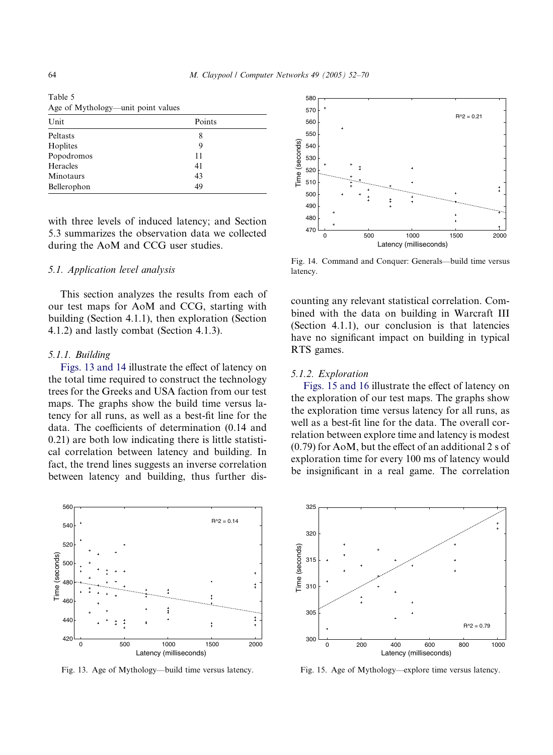Table 5
Age of Mythology—unit point values

| Unit | Points |
|---|---|
| Peltasts | 8 |
| Hoplites | 9 |
| Popodromos | 11 |
| Heracles | 41 |
| Minotaurs | 43 |
| Bellerophon | 49 |

with three levels of induced latency; and Section 5.3 summarizes the observation data we collected during the AoM and CCG user studies.

### 5.1. Application level analysis

This section analyzes the results from each of our test maps for AoM and CCG, starting with building (Section 4.1.1), then exploration (Section 4.1.2) and lastly combat (Section 4.1.3).

#### 5.1.1. Building

Figs. 13 and 14 illustrate the effect of latency on the total time required to construct the technology trees for the Greeks and USA faction from our test maps. The graphs show the build time versus latency for all runs, as well as a best-fit line for the data. The coefficients of determination (0.14 and 0.21) are both low indicating there is little statistical correlation between latency and building. In fact, the trend lines suggests an inverse correlation between latency and building, thus further discounting any relevant statistical correlation. Combined with the data on building in Warcraft III (Section 4.1.1), our conclusion is that latencies have no significant impact on building in typical RTS games.

Fig. 13. Age of Mythology—build time versus latency.

Fig. 14. Command and Conquer: Generals—build time versus latency.

#### 5.1.2. Exploration

Figs. 15 and 16 illustrate the effect of latency on the exploration of our test maps. The graphs show the exploration time versus latency for all runs, as well as a best-fit line for the data. The overall correlation between explore time and latency is modest (0.79) for AoM, but the effect of an additional 2 s of exploration time for every 100 ms of latency would be insignificant in a real game. The correlation

Fig. 15. Age of Mythology—explore time versus latency.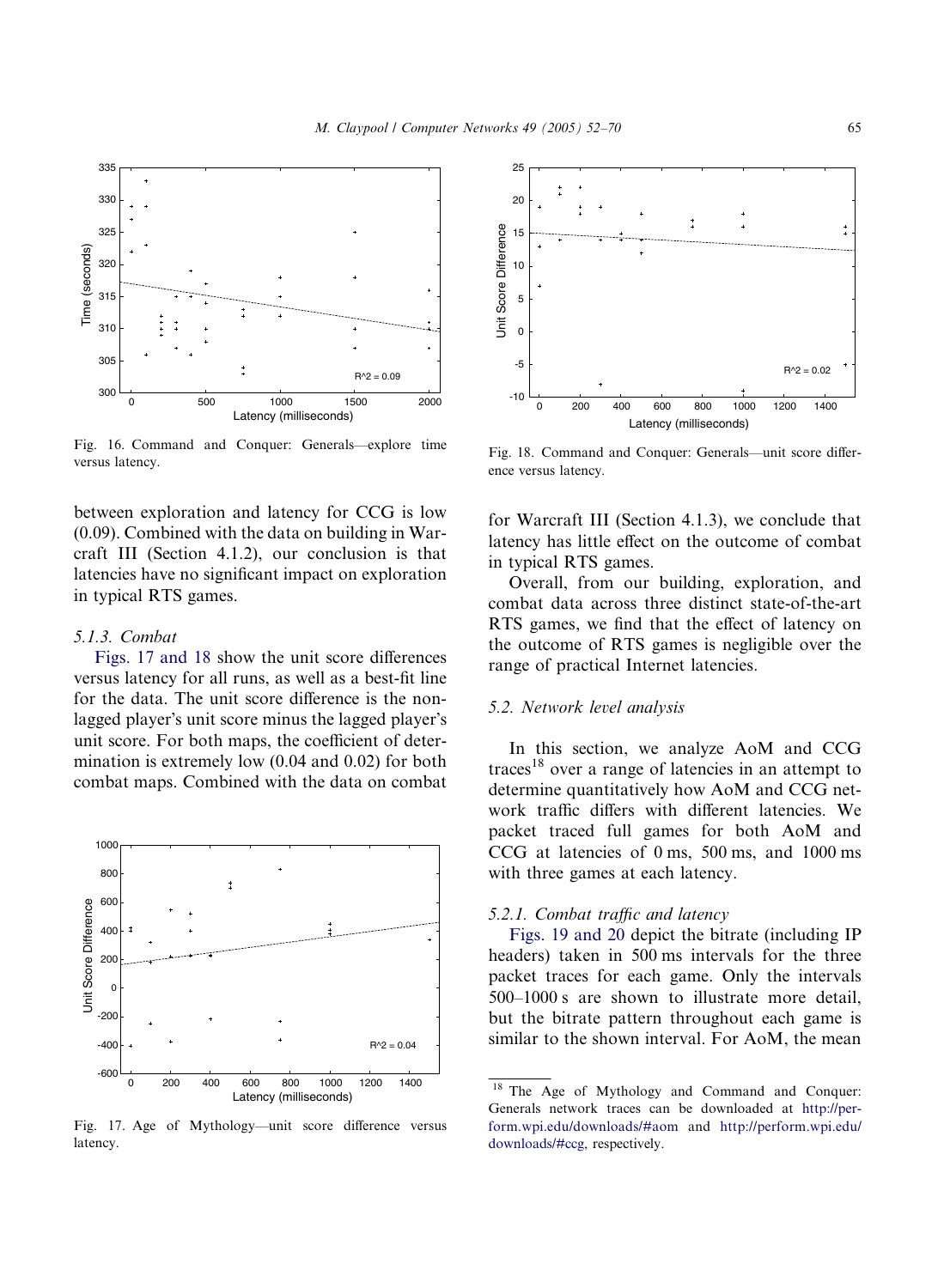Fig. 16. Command and Conquer: Generals—explore time versus latency.

between exploration and latency for CCG is low (0.09). Combined with the data on building in Warcraft III (Section 4.1.2), our conclusion is that latencies have no significant impact on exploration in typical RTS games.

#### 5.1.3. Combat

Figs. 17 and 18 show the unit score differences versus latency for all runs, as well as a best-fit line for the data. The unit score difference is the non-lagged player's unit score minus the lagged player's unit score. For both maps, the coefficient of determination is extremely low (0.04 and 0.02) for both combat maps. Combined with the data on combat

Fig. 17. Age of Mythology—unit score difference versus latency.

Fig. 18. Command and Conquer: Generals—unit score difference versus latency.

for Warcraft III (Section 4.1.3), we conclude that latency has little effect on the outcome of combat in typical RTS games.

Overall, from our building, exploration, and combat data across three distinct state-of-the-art RTS games, we find that the effect of latency on the outcome of RTS games is negligible over the range of practical Internet latencies.

### 5.2. Network level analysis

In this section, we analyze AoM and CCG traces[18] over a range of latencies in an attempt to determine quantitatively how AoM and CCG network traffic differs with different latencies. We packet traced full games for both AoM and CCG at latencies of 0 ms, 500 ms, and 1000 ms with three games at each latency.

#### 5.2.1. Combat traffic and latency

Figs. 19 and 20 depict the bitrate (including IP headers) taken in 500 ms intervals for the three packet traces for each game. Only the intervals 500–1000 s are shown to illustrate more detail, but the bitrate pattern throughout each game is similar to the shown interval. For AoM, the mean

[18] The Age of Mythology and Command and Conquer: Generals network traces can be downloaded at http://perform.wpi.edu/downloads/#aom and http://perform.wpi.edu/downloads/#ccg, respectively.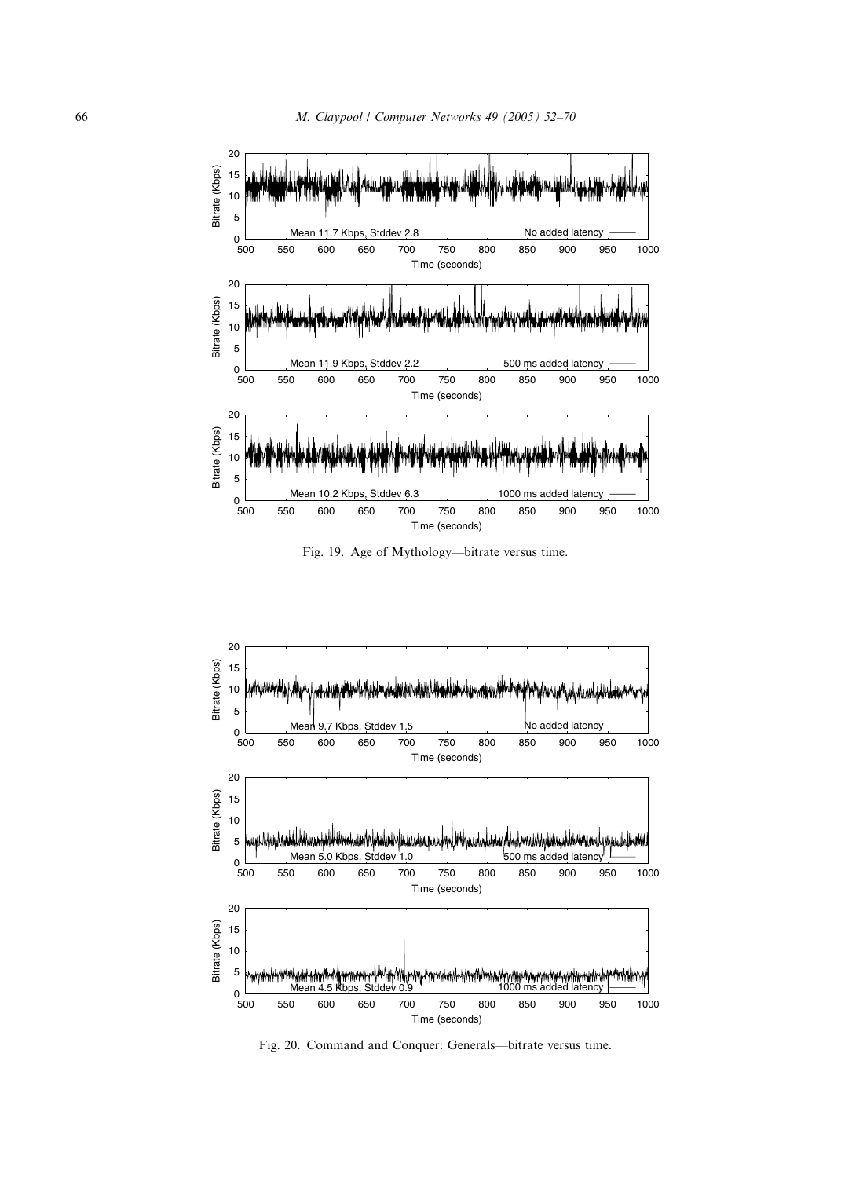Fig. 19. Age of Mythology—bitrate versus time.

Fig. 20. Command and Conquer: Generals—bitrate versus time.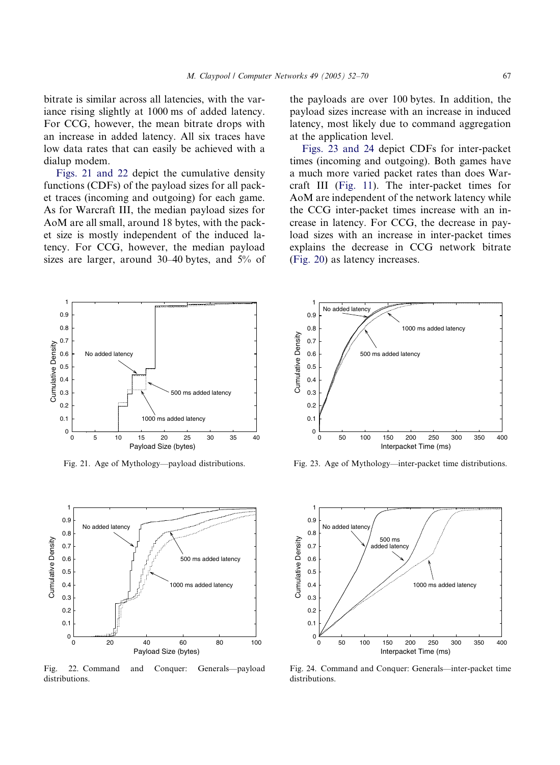bitrate is similar across all latencies, with the variance rising slightly at 1000 ms of added latency. For CCG, however, the mean bitrate drops with an increase in added latency. All six traces have low data rates that can easily be achieved with a dialup modem.

Figs. 21 and 22 depict the cumulative density functions (CDFs) of the payload sizes for all packet traces (incoming and outgoing) for each game. As for Warcraft III, the median payload sizes for AoM are all small, around 18 bytes, with the packet size is mostly independent of the induced latency. For CCG, however, the median payload sizes are larger, around 30–40 bytes, and 5% of the payloads are over 100 bytes. In addition, the payload sizes increase with an increase in induced latency, most likely due to command aggregation at the application level.

Figs. 23 and 24 depict CDFs for inter-packet times (incoming and outgoing). Both games have a much more varied packet rates than does Warcraft III (Fig. 11). The inter-packet times for AoM are independent of the network latency while the CCG inter-packet times increase with an increase in latency. For CCG, the decrease in payload sizes with an increase in inter-packet times explains the decrease in CCG network bitrate (Fig. 20) as latency increases.

Fig. 21. Age of Mythology—payload distributions.

Fig. 22. Command and Conquer: Generals—payload distributions.

Fig. 23. Age of Mythology—inter-packet time distributions.

Fig. 24. Command and Conquer: Generals—inter-packet time distributions.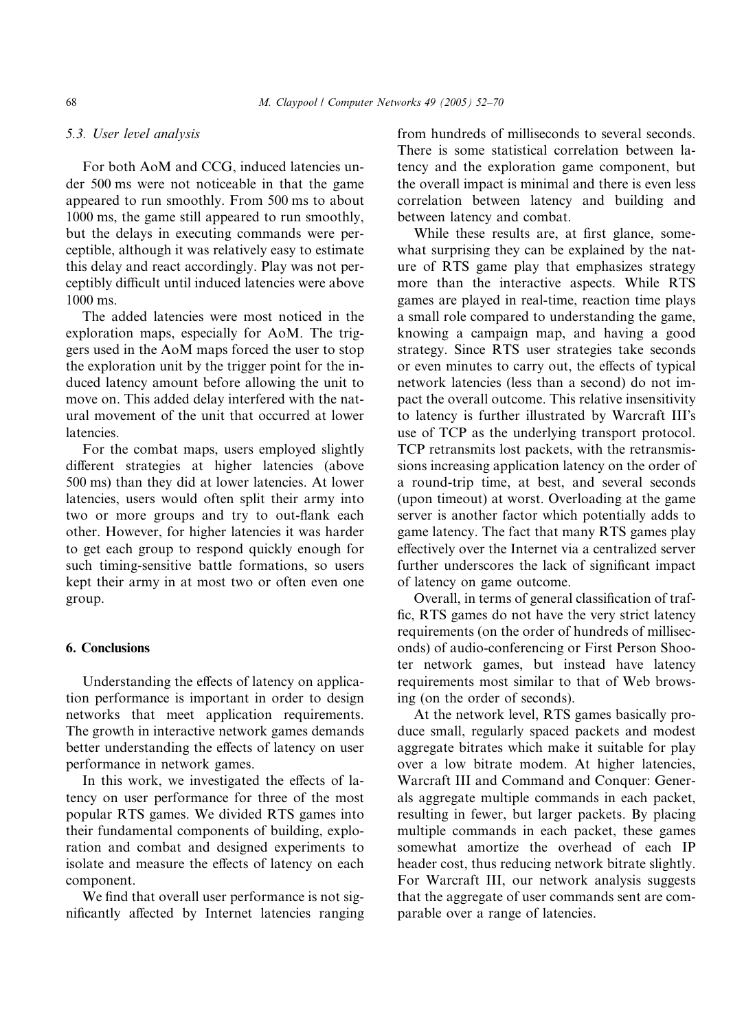### 5.3. User level analysis

For both AoM and CCG, induced latencies under 500 ms were not noticeable in that the game appeared to run smoothly. From 500 ms to about 1000 ms, the game still appeared to run smoothly, but the delays in executing commands were perceptible, although it was relatively easy to estimate this delay and react accordingly. Play was not perceptibly difficult until induced latencies were above 1000 ms.

The added latencies were most noticed in the exploration maps, especially for AoM. The triggers used in the AoM maps forced the user to stop the exploration unit by the trigger point for the induced latency amount before allowing the unit to move on. This added delay interfered with the natural movement of the unit that occurred at lower latencies.

For the combat maps, users employed slightly different strategies at higher latencies (above 500 ms) than they did at lower latencies. At lower latencies, users would often split their army into two or more groups and try to out-flank each other. However, for higher latencies it was harder to get each group to respond quickly enough for such timing-sensitive battle formations, so users kept their army in at most two or often even one group.

## 6. Conclusions

Understanding the effects of latency on application performance is important in order to design networks that meet application requirements. The growth in interactive network games demands better understanding the effects of latency on user performance in network games.

In this work, we investigated the effects of latency on user performance for three of the most popular RTS games. We divided RTS games into their fundamental components of building, exploration and combat and designed experiments to isolate and measure the effects of latency on each component.

We find that overall user performance is not significantly affected by Internet latencies ranging from hundreds of milliseconds to several seconds. There is some statistical correlation between latency and the exploration game component, but the overall impact is minimal and there is even less correlation between latency and building and between latency and combat.

While these results are, at first glance, somewhat surprising they can be explained by the nature of RTS game play that emphasizes strategy more than the interactive aspects. While RTS games are played in real-time, reaction time plays a small role compared to understanding the game, knowing a campaign map, and having a good strategy. Since RTS user strategies take seconds or even minutes to carry out, the effects of typical network latencies (less than a second) do not impact the overall outcome. This relative insensitivity to latency is further illustrated by Warcraft III's use of TCP as the underlying transport protocol. TCP retransmits lost packets, with the retransmissions increasing application latency on the order of a round-trip time, at best, and several seconds (upon timeout) at worst. Overloading at the game server is another factor which potentially adds to game latency. The fact that many RTS games play effectively over the Internet via a centralized server further underscores the lack of significant impact of latency on game outcome.

Overall, in terms of general classification of traffic, RTS games do not have the very strict latency requirements (on the order of hundreds of milliseconds) of audio-conferencing or First Person Shooter network games, but instead have latency requirements most similar to that of Web browsing (on the order of seconds).

At the network level, RTS games basically produce small, regularly spaced packets and modest aggregate bitrates which make it suitable for play over a low bitrate modem. At higher latencies, Warcraft III and Command and Conquer: Generals aggregate multiple commands in each packet, resulting in fewer, but larger packets. By placing multiple commands in each packet, these games somewhat amortize the overhead of each IP header cost, thus reducing network bitrate slightly. For Warcraft III, our network analysis suggests that the aggregate of user commands sent are comparable over a range of latencies.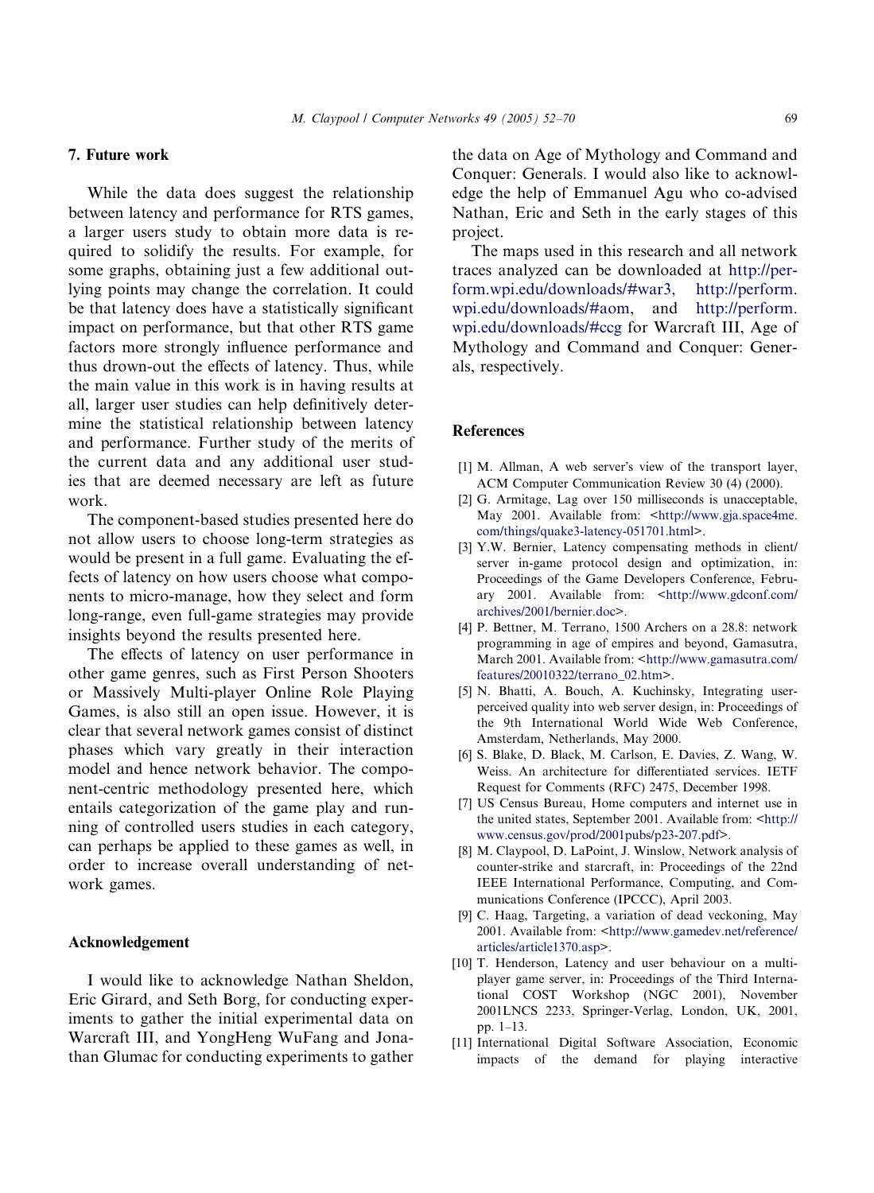## 7. Future work

While the data does suggest the relationship between latency and performance for RTS games, a larger users study to obtain more data is required to solidify the results. For example, for some graphs, obtaining just a few additional outlying points may change the correlation. It could be that latency does have a statistically significant impact on performance, but that other RTS game factors more strongly influence performance and thus drown-out the effects of latency. Thus, while the main value in this work is in having results at all, larger user studies can help definitively determine the statistical relationship between latency and performance. Further study of the merits of the current data and any additional user studies that are deemed necessary are left as future work.

The component-based studies presented here do not allow users to choose long-term strategies as would be present in a full game. Evaluating the effects of latency on how users choose what components to micro-manage, how they select and form long-range, even full-game strategies may provide insights beyond the results presented here.

The effects of latency on user performance in other game genres, such as First Person Shooters or Massively Multi-player Online Role Playing Games, is also still an open issue. However, it is clear that several network games consist of distinct phases which vary greatly in their interaction model and hence network behavior. The component-centric methodology presented here, which entails categorization of the game play and running of controlled users studies in each category, can perhaps be applied to these games as well, in order to increase overall understanding of network games.

## Acknowledgement

I would like to acknowledge Nathan Sheldon, Eric Girard, and Seth Borg, for conducting experiments to gather the initial experimental data on Warcraft III, and YongHeng WuFang and Jonathan Glumac for conducting experiments to gather the data on Age of Mythology and Command and Conquer: Generals. I would also like to acknowledge the help of Emmanuel Agu who co-advised Nathan, Eric and Seth in the early stages of this project.

The maps used in this research and all network traces analyzed can be downloaded at http://perform.wpi.edu/downloads/#war3, http://perform.wpi.edu/downloads/#aom, and http://perform.wpi.edu/downloads/#ccg for Warcraft III, Age of Mythology and Command and Conquer: Generals, respectively.

## References

[1] M. Allman, A web server's view of the transport layer, ACM Computer Communication Review 30 (4) (2000).

[2] G. Armitage, Lag over 150 milliseconds is unacceptable, May 2001. Available from: <http://www.gja.space4me.com/things/quake3-latency-051701.html>.

[3] Y.W. Bernier, Latency compensating methods in client/server in-game protocol design and optimization, in: Proceedings of the Game Developers Conference, February 2001. Available from: <http://www.gdconf.com/archives/2001/bernier.doc>.

[4] P. Bettner, M. Terrano, 1500 Archers on a 28.8: network programming in age of empires and beyond, Gamasutra, March 2001. Available from: <http://www.gamasutra.com/features/20010322/terrano_02.htm>.

[5] N. Bhatti, A. Bouch, A. Kuchinsky, Integrating user-perceived quality into web server design, in: Proceedings of the 9th International World Wide Web Conference, Amsterdam, Netherlands, May 2000.

[6] S. Blake, D. Black, M. Carlson, E. Davies, Z. Wang, W. Weiss. An architecture for differentiated services. IETF Request for Comments (RFC) 2475, December 1998.

[7] US Census Bureau, Home computers and internet use in the united states, September 2001. Available from: <http://www.census.gov/prod/2001pubs/p23-207.pdf>.

[8] M. Claypool, D. LaPoint, J. Winslow, Network analysis of counter-strike and starcraft, in: Proceedings of the 22nd IEEE International Performance, Computing, and Communications Conference (IPCCC), April 2003.

[9] C. Haag, Targeting, a variation of dead veckoning, May 2001. Available from: <http://www.gamedev.net/reference/articles/article1370.asp>.

[10] T. Henderson, Latency and user behaviour on a multiplayer game server, in: Proceedings of the Third International COST Workshop (NGC 2001), November 2001LNCS 2233, Springer-Verlag, London, UK, 2001, pp. 1–13.

[11] International Digital Software Association, Economic impacts of the demand for playing interactive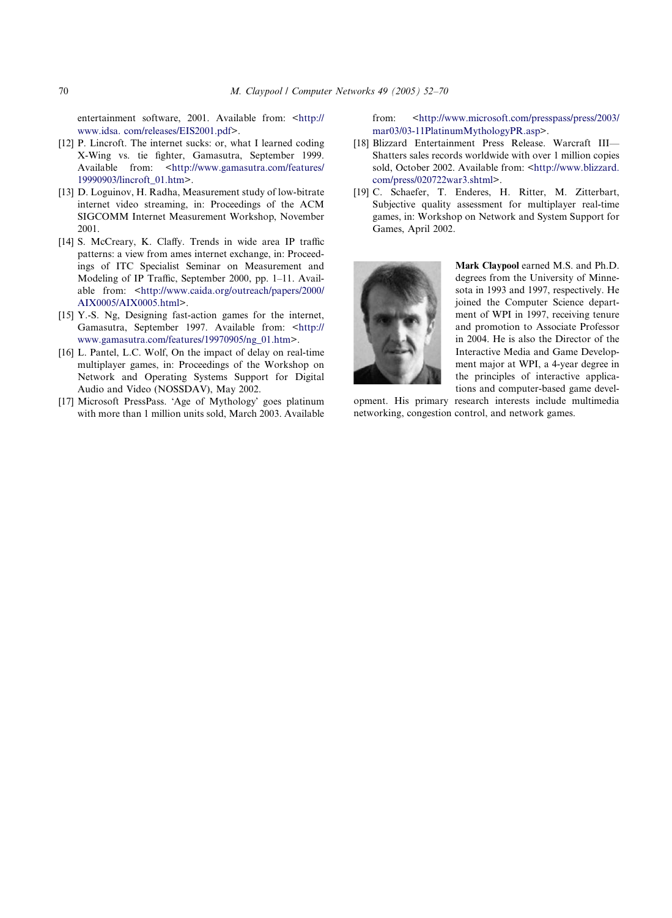entertainment software, 2001. Available from: <http://www.idsa. com/releases/EIS2001.pdf>.

[12] P. Lincroft. The internet sucks: or, what I learned coding X-Wing vs. tie fighter, Gamasutra, September 1999. Available from: <http://www.gamasutra.com/features/19990903/lincroft_01.htm>.

[13] D. Loguinov, H. Radha, Measurement study of low-bitrate internet video streaming, in: Proceedings of the ACM SIGCOMM Internet Measurement Workshop, November 2001.

[14] S. McCreary, K. Claffy. Trends in wide area IP traffic patterns: a view from ames internet exchange, in: Proceedings of ITC Specialist Seminar on Measurement and Modeling of IP Traffic, September 2000, pp. 1–11. Available from: <http://www.caida.org/outreach/papers/2000/AIX0005/AIX0005.html>.

[15] Y.-S. Ng, Designing fast-action games for the internet, Gamasutra, September 1997. Available from: <http://www.gamasutra.com/features/19970905/ng_01.htm>.

[16] L. Pantel, L.C. Wolf, On the impact of delay on real-time multiplayer games, in: Proceedings of the Workshop on Network and Operating Systems Support for Digital Audio and Video (NOSSDAV), May 2002.

[17] Microsoft PressPass. 'Age of Mythology' goes platinum with more than 1 million units sold, March 2003. Available from: <http://www.microsoft.com/presspass/press/2003/mar03/03-11PlatinumMythologyPR.asp>.

[18] Blizzard Entertainment Press Release. Warcraft III—Shatters sales records worldwide with over 1 million copies sold, October 2002. Available from: <http://www.blizzard.com/press/020722war3.shtml>.

[19] C. Schaefer, T. Enderes, H. Ritter, M. Zitterbart, Subjective quality assessment for multiplayer real-time games, in: Workshop on Network and System Support for Games, April 2002.

**Mark Claypool** earned M.S. and Ph.D. degrees from the University of Minnesota in 1993 and 1997, respectively. He joined the Computer Science department of WPI in 1997, receiving tenure and promotion to Associate Professor in 2004. He is also the Director of the Interactive Media and Game Development major at WPI, a 4-year degree in the principles of interactive applications and computer-based game development. His primary research interests include multimedia networking, congestion control, and network games.